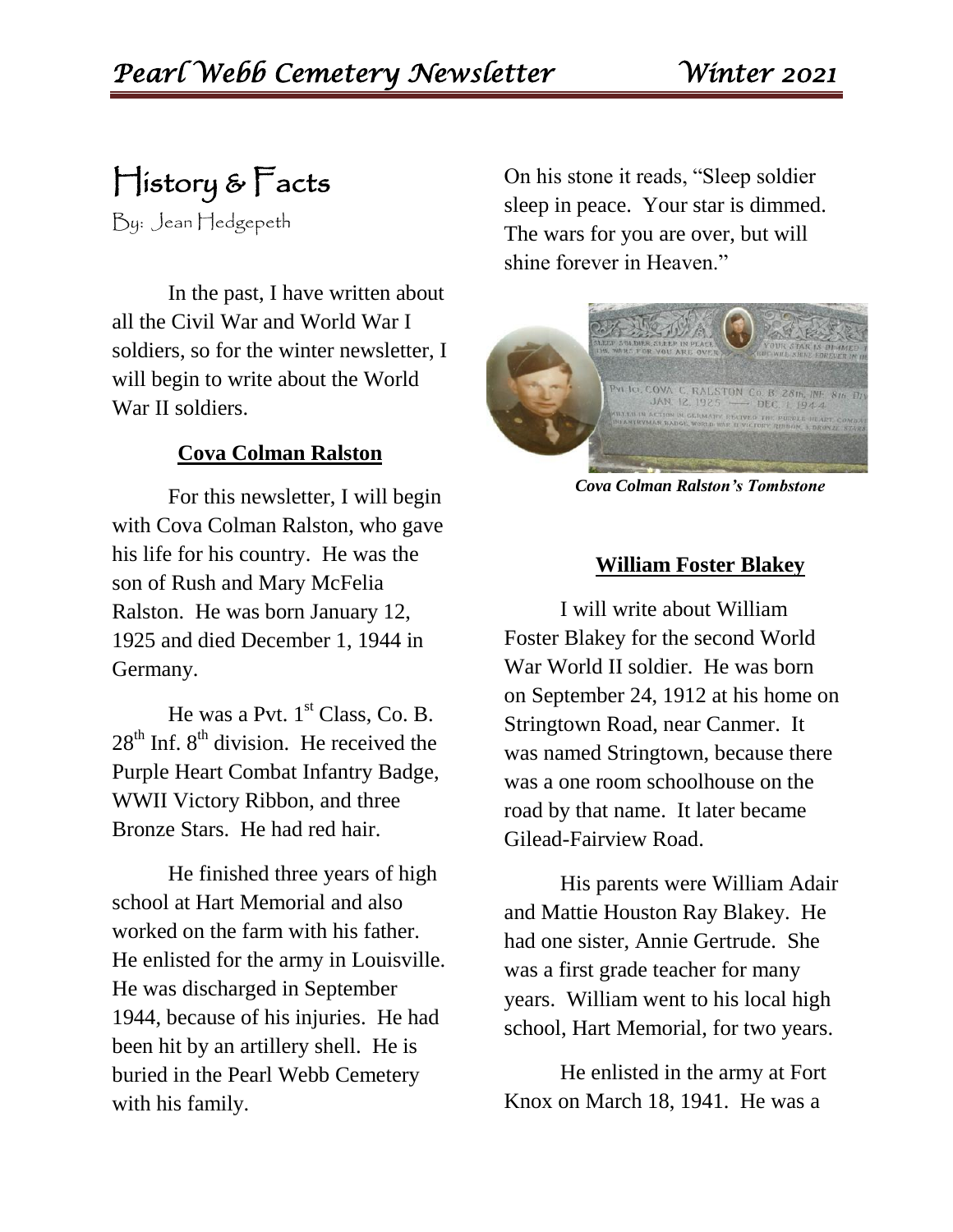# History & Facts

By: Jean Hedgepeth

In the past, I have written about all the Civil War and World War I soldiers, so for the winter newsletter, I will begin to write about the World War II soldiers.

## Cova Colman Ralston

For this newsletter, I will begin with Cova Colman Ralston, who gave his life for his country. He was the son of Rush and Mary McFelia Ralston. He was born January 12, 1925 and died December 1, 1944 in Germany.

He was a Pvt. 1st Class, Co. B. 28th Inf. 8th division. He received the Purple Heart Combat Infantry Badge, WWII Victory Ribbon, and three Bronze Stars. He had red hair.

He finished three years of high school at Hart Memorial and also worked on the farm with his father. He enlisted for the army in Louisville. He was discharged in September 1944, because of his injuries. He had been hit by an artillery shell. He is buried in the Pearl Webb Cemetery with his family.

On his stone it reads, "Sleep soldier sleep in peace. Your star is dimmed. The wars for you are over, but will shine forever in Heaven."

*Cova Colman Ralston's Tombstone*

## William Foster Blakey

I will write about William Foster Blakey for the second World War World II soldier. He was born on September 24, 1912 at his home on Stringtown Road, near Canmer. It was named Stringtown, because there was a one room schoolhouse on the road by that name. It later became Gilead-Fairview Road.

His parents were William Adair and Mattie Houston Ray Blakey. He had one sister, Annie Gertrude. She was a first grade teacher for many years. William went to his local high school, Hart Memorial, for two years.

He enlisted in the army at Fort Knox on March 18, 1941. He was a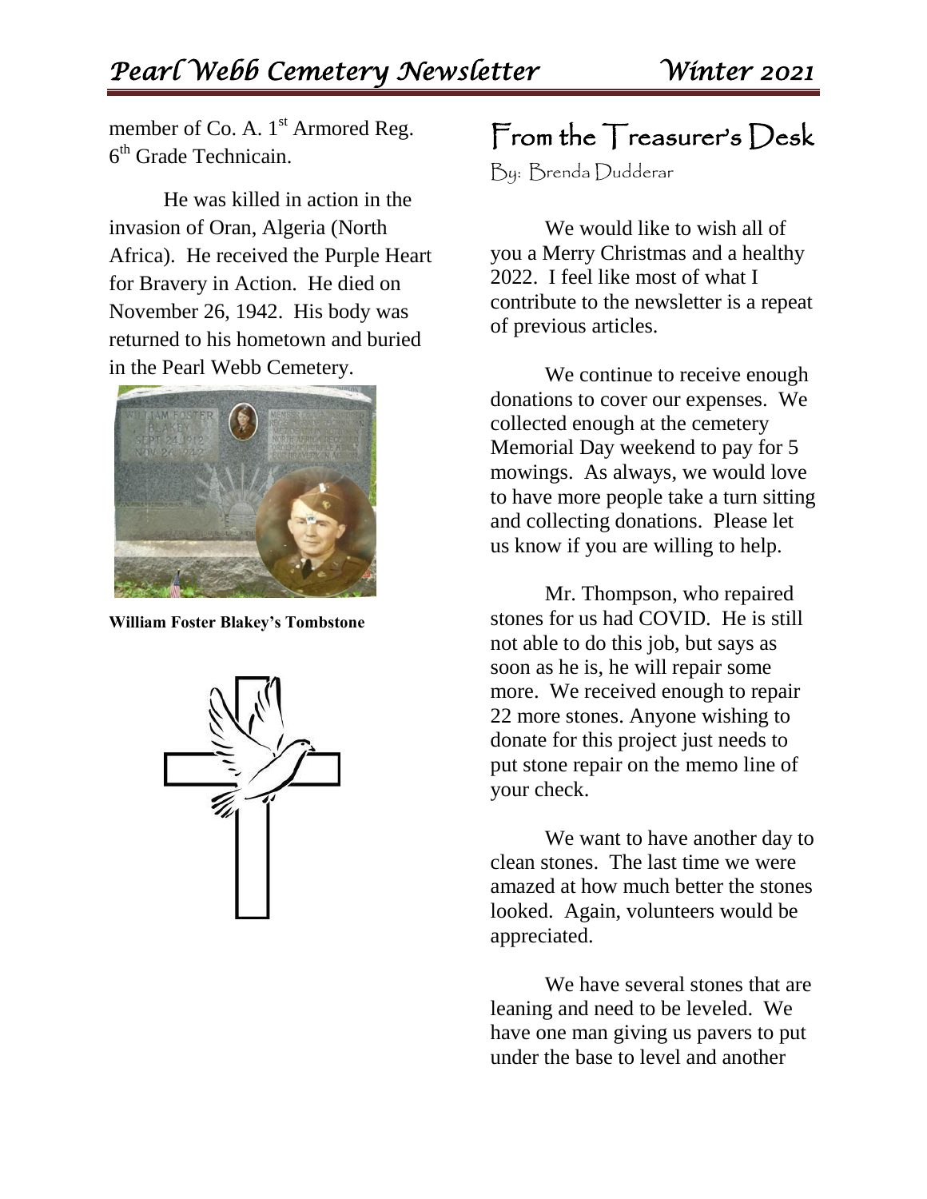member of Co. A. 1st Armored Reg. 6th Grade Technicain.

He was killed in action in the invasion of Oran, Algeria (North Africa). He received the Purple Heart for Bravery in Action. He died on November 26, 1942. His body was returned to his hometown and buried in the Pearl Webb Cemetery.

**William Foster Blakey's Tombstone**

# From the Treasurer's Desk

By: Brenda Dudderar

We would like to wish all of you a Merry Christmas and a healthy 2022. I feel like most of what I contribute to the newsletter is a repeat of previous articles.

We continue to receive enough donations to cover our expenses. We collected enough at the cemetery Memorial Day weekend to pay for 5 mowings. As always, we would love to have more people take a turn sitting and collecting donations. Please let us know if you are willing to help.

Mr. Thompson, who repaired stones for us had COVID. He is still not able to do this job, but says as soon as he is, he will repair some more. We received enough to repair 22 more stones. Anyone wishing to donate for this project just needs to put stone repair on the memo line of your check.

We want to have another day to clean stones. The last time we were amazed at how much better the stones looked. Again, volunteers would be appreciated.

We have several stones that are leaning and need to be leveled. We have one man giving us pavers to put under the base to level and another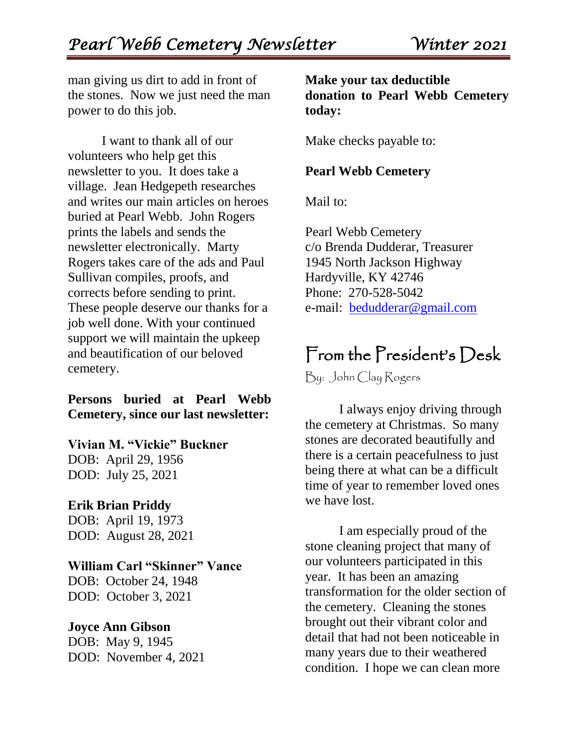man giving us dirt to add in front of the stones. Now we just need the man power to do this job.

I want to thank all of our volunteers who help get this newsletter to you. It does take a village. Jean Hedgepeth researches and writes our main articles on heroes buried at Pearl Webb. John Rogers prints the labels and sends the newsletter electronically. Marty Rogers takes care of the ads and Paul Sullivan compiles, proofs, and corrects before sending to print. These people deserve our thanks for a job well done. With your continued support we will maintain the upkeep and beautification of our beloved cemetery.

**Persons buried at Pearl Webb Cemetery, since our last newsletter:**

**Vivian M. "Vickie" Buckner**
DOB: April 29, 1956
DOD: July 25, 2021

**Erik Brian Priddy**
DOB: April 19, 1973
DOD: August 28, 2021

**William Carl "Skinner" Vance**
DOB: October 24, 1948
DOD: October 3, 2021

**Joyce Ann Gibson**
DOB: May 9, 1945
DOD: November 4, 2021

**Make your tax deductible donation to Pearl Webb Cemetery today:**

Make checks payable to:

**Pearl Webb Cemetery**

Mail to:

Pearl Webb Cemetery
c/o Brenda Dudderar, Treasurer
1945 North Jackson Highway
Hardyville, KY 42746
Phone: 270-528-5042
e-mail: bedudderar@gmail.com

## From the President's Desk

By: John Clay Rogers

I always enjoy driving through the cemetery at Christmas. So many stones are decorated beautifully and there is a certain peacefulness to just being there at what can be a difficult time of year to remember loved ones we have lost.

I am especially proud of the stone cleaning project that many of our volunteers participated in this year. It has been an amazing transformation for the older section of the cemetery. Cleaning the stones brought out their vibrant color and detail that had not been noticeable in many years due to their weathered condition. I hope we can clean more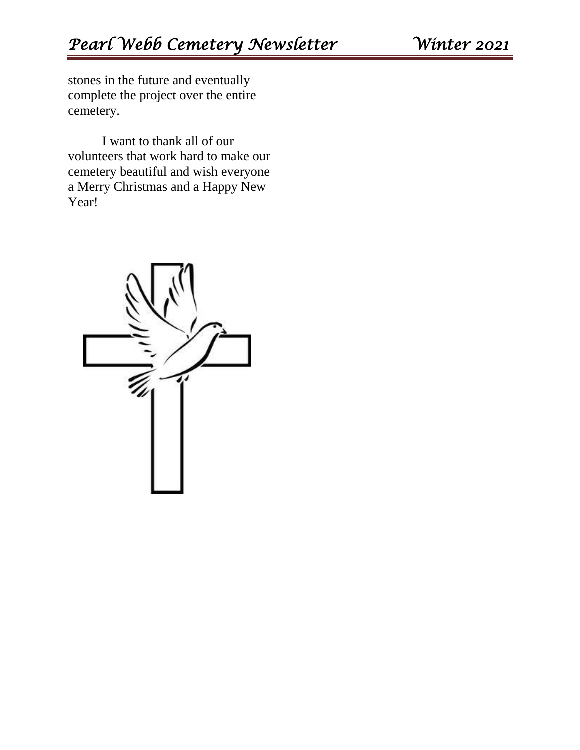stones in the future and eventually complete the project over the entire cemetery.

I want to thank all of our volunteers that work hard to make our cemetery beautiful and wish everyone a Merry Christmas and a Happy New Year!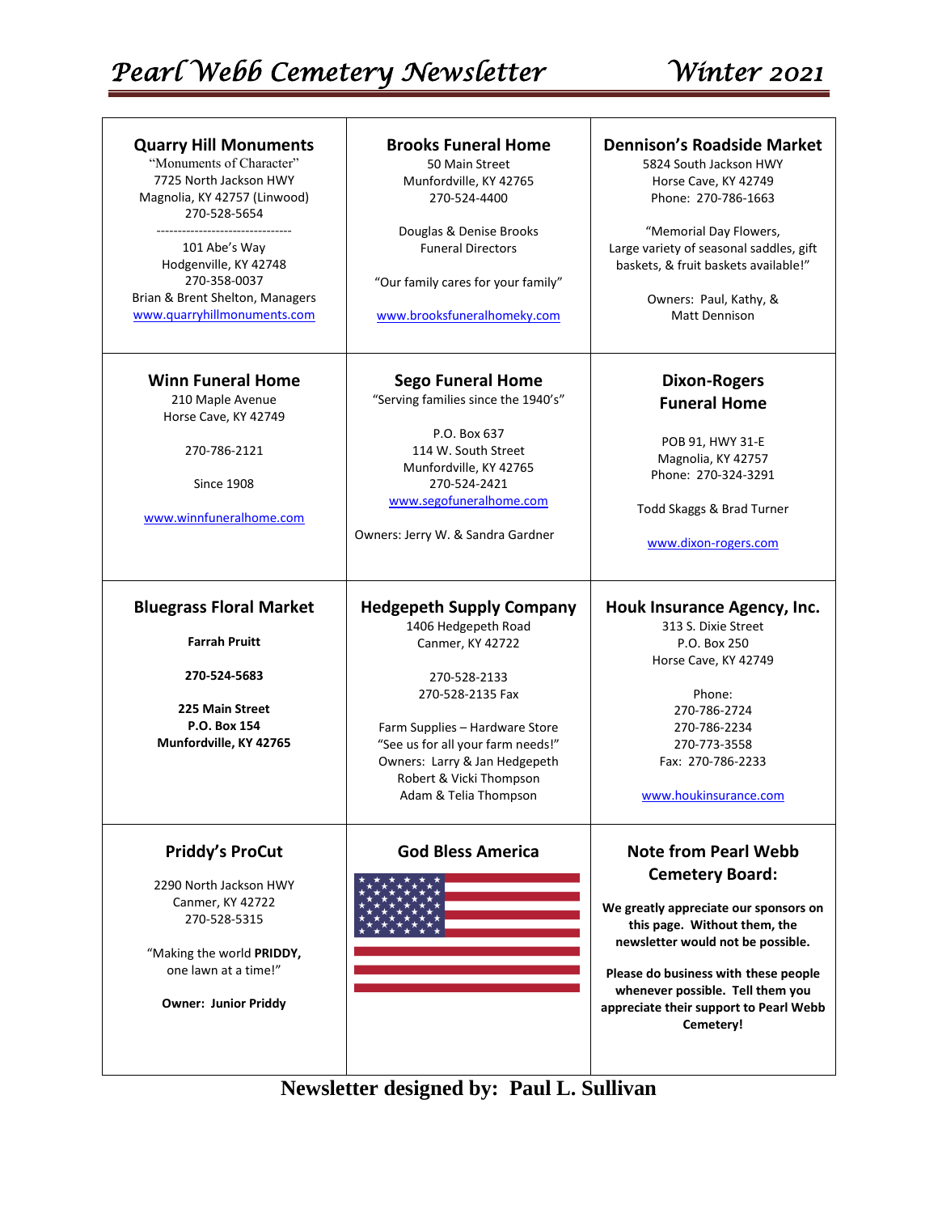# Pearl Webb Cemetery Newsletter — Winter 2021

### Quarry Hill Monuments

"Monuments of Character"
7725 North Jackson HWY
Magnolia, KY 42757 (Linwood)
270-528-5654

--------------------------------

101 Abe's Way
Hodgenville, KY 42748
270-358-0037
Brian & Brent Shelton, Managers
www.quarryhillmonuments.com

### Brooks Funeral Home

50 Main Street
Munfordville, KY 42765
270-524-4400

Douglas & Denise Brooks
Funeral Directors

"Our family cares for your family"

www.brooksfuneralhomeky.com

### Dennison's Roadside Market

5824 South Jackson HWY
Horse Cave, KY 42749
Phone: 270-786-1663

"Memorial Day Flowers,
Large variety of seasonal saddles, gift baskets, & fruit baskets available!"

Owners: Paul, Kathy, &
Matt Dennison

### Winn Funeral Home

210 Maple Avenue
Horse Cave, KY 42749

270-786-2121

Since 1908

www.winnfuneralhome.com

### Sego Funeral Home

"Serving families since the 1940's"

P.O. Box 637
114 W. South Street
Munfordville, KY 42765
270-524-2421
www.segofuneralhome.com

Owners: Jerry W. & Sandra Gardner

### Dixon-Rogers Funeral Home

POB 91, HWY 31-E
Magnolia, KY 42757
Phone: 270-324-3291

Todd Skaggs & Brad Turner

www.dixon-rogers.com

### Bluegrass Floral Market

**Farrah Pruitt**

**270-524-5683**

**225 Main Street**
**P.O. Box 154**
**Munfordville, KY 42765**

### Hedgepeth Supply Company

1406 Hedgepeth Road
Canmer, KY 42722

270-528-2133
270-528-2135 Fax

Farm Supplies – Hardware Store
"See us for all your farm needs!"
Owners: Larry & Jan Hedgepeth
Robert & Vicki Thompson
Adam & Telia Thompson

### Houk Insurance Agency, Inc.

313 S. Dixie Street
P.O. Box 250
Horse Cave, KY 42749

Phone:
270-786-2724
270-786-2234
270-773-3558
Fax: 270-786-2233

www.houkinsurance.com

### Priddy's ProCut

2290 North Jackson HWY
Canmer, KY 42722
270-528-5315

"Making the world **PRIDDY,**
one lawn at a time!"

**Owner: Junior Priddy**

### God Bless America

### Note from Pearl Webb Cemetery Board:

**We greatly appreciate our sponsors on this page. Without them, the newsletter would not be possible.**

**Please do business with these people whenever possible. Tell them you appreciate their support to Pearl Webb Cemetery!**

**Newsletter designed by: Paul L. Sullivan**